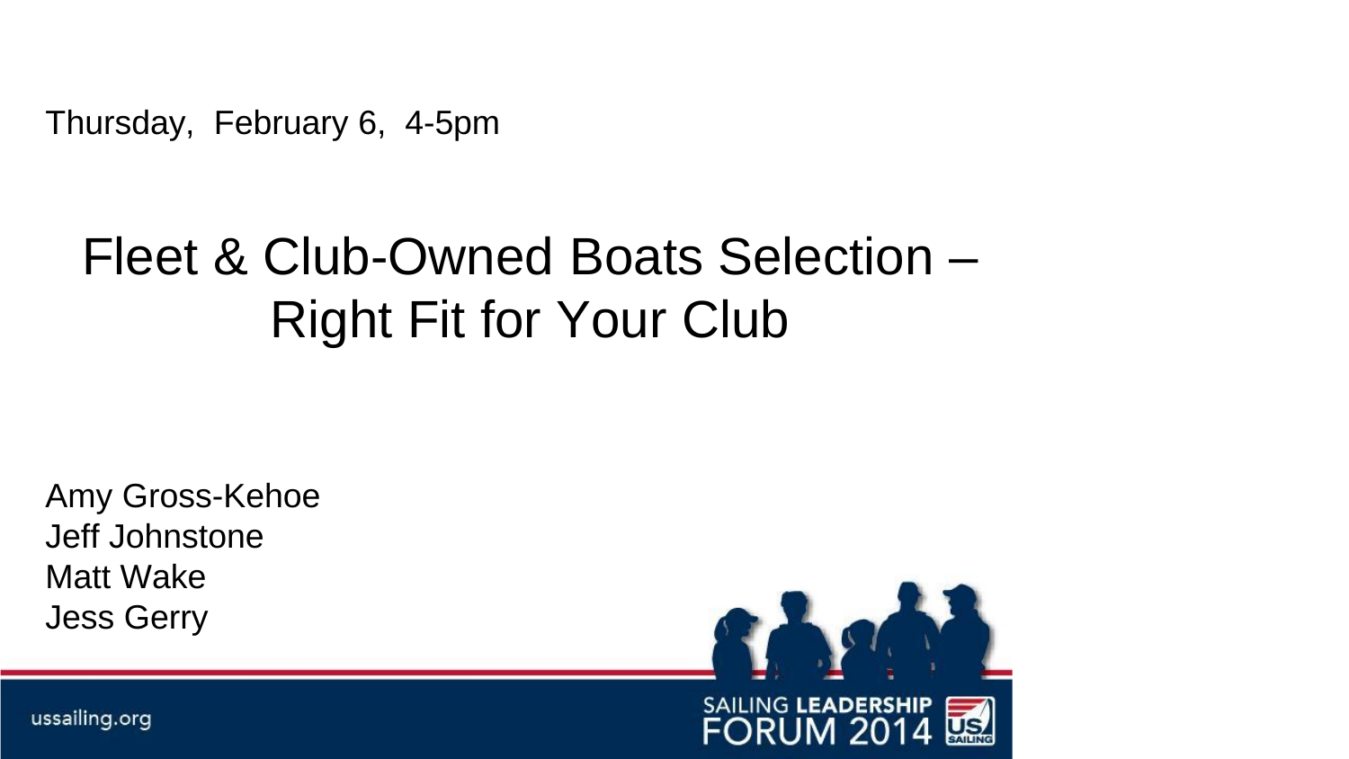Thursday, February 6, 4-5pm

# Fleet & Club-Owned Boats Selection – Right Fit for Your Club

Amy Gross-Kehoe
Jeff Johnstone
Matt Wake
Jess Gerry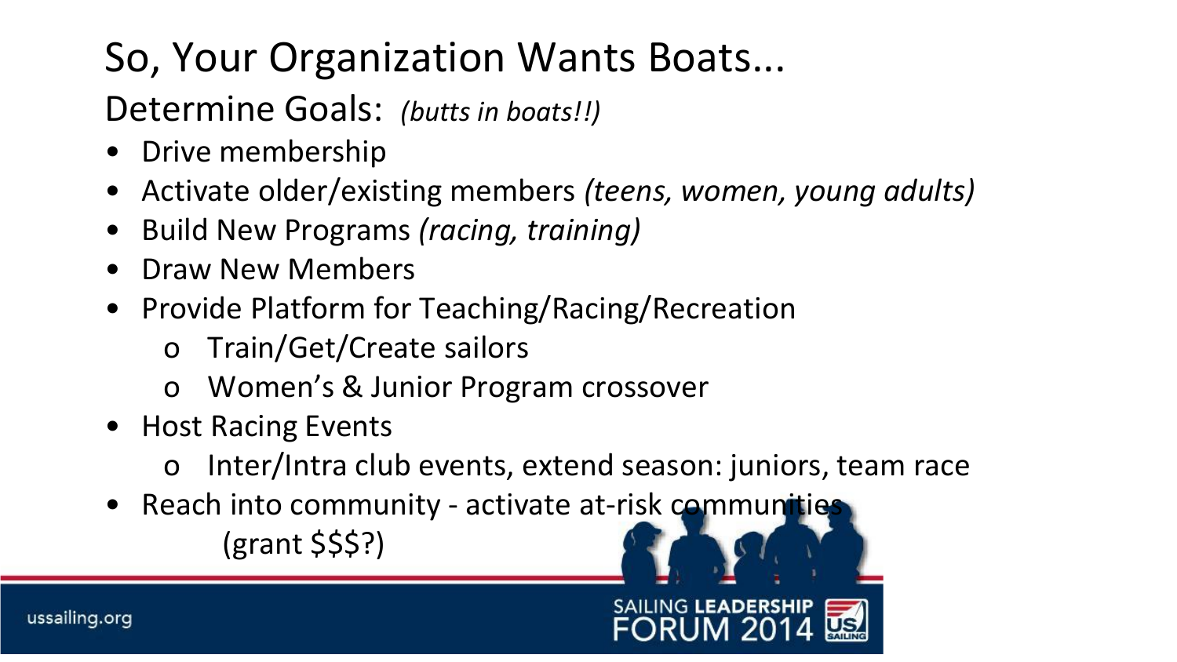# So, Your Organization Wants Boats...

## Determine Goals: *(butts in boats!!)*

- Drive membership
- Activate older/existing members *(teens, women, young adults)*
- Build New Programs *(racing, training)*
- Draw New Members
- Provide Platform for Teaching/Racing/Recreation
  - Train/Get/Create sailors
  - Women's & Junior Program crossover
- Host Racing Events
  - Inter/Intra club events, extend season: juniors, team race
- Reach into community - activate at-risk communities (grant $$$?)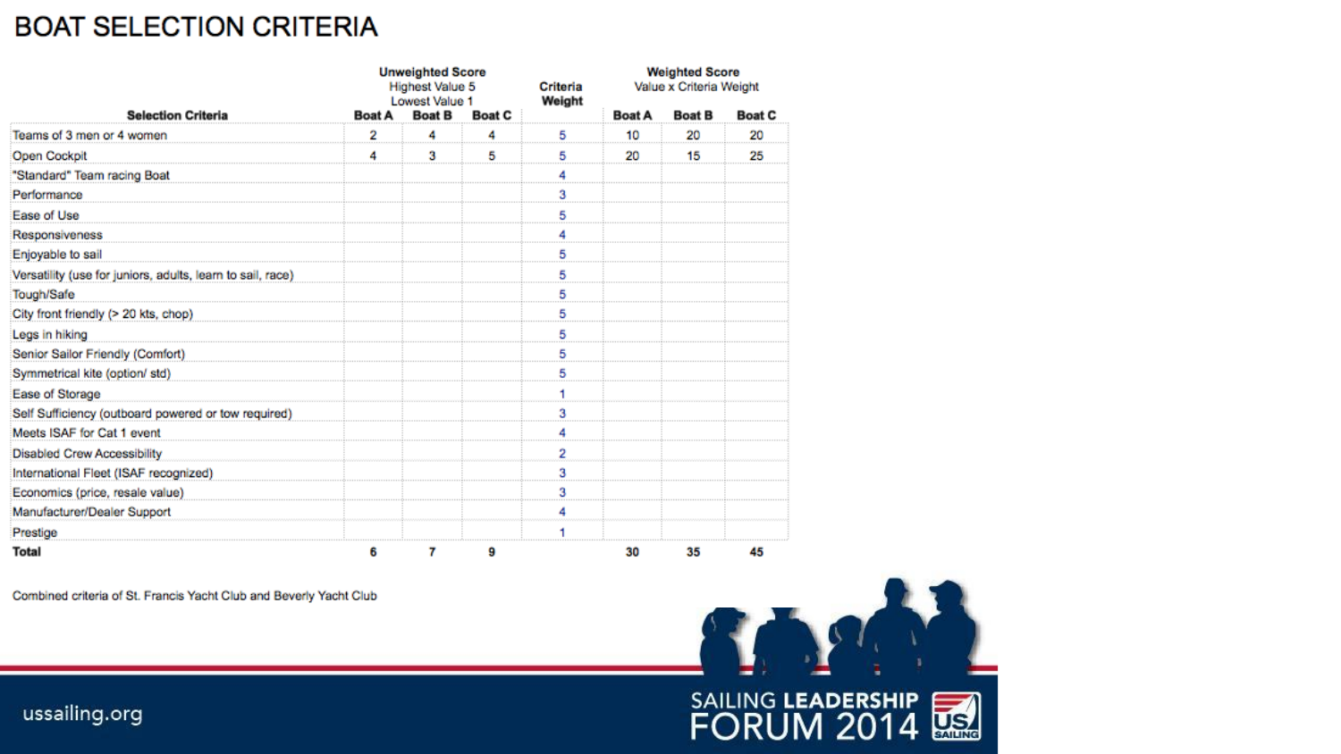# BOAT SELECTION CRITERIA

| Selection Criteria | Unweighted Score Highest Value 5 Lowest Value 1 | | | Criteria Weight | Weighted Score Value x Criteria Weight | | |
|---|---|---|---|---|---|---|---|
| | Boat A | Boat B | Boat C | | Boat A | Boat B | Boat C |
| Teams of 3 men or 4 women | 2 | 4 | 4 | 5 | 10 | 20 | 20 |
| Open Cockpit | 4 | 3 | 5 | 5 | 20 | 15 | 25 |
| "Standard" Team racing Boat | | | | 4 | | | |
| Performance | | | | 3 | | | |
| Ease of Use | | | | 5 | | | |
| Responsiveness | | | | 4 | | | |
| Enjoyable to sail | | | | 5 | | | |
| Versatility (use for juniors, adults, learn to sail, race) | | | | 5 | | | |
| Tough/Safe | | | | 5 | | | |
| City front friendly (> 20 kts, chop) | | | | 5 | | | |
| Legs in hiking | | | | 5 | | | |
| Senior Sailor Friendly (Comfort) | | | | 5 | | | |
| Symmetrical kite (option/ std) | | | | 5 | | | |
| Ease of Storage | | | | 1 | | | |
| Self Sufficiency (outboard powered or tow required) | | | | 3 | | | |
| Meets ISAF for Cat 1 event | | | | 4 | | | |
| Disabled Crew Accessibility | | | | 2 | | | |
| International Fleet (ISAF recognized) | | | | 3 | | | |
| Economics (price, resale value) | | | | 3 | | | |
| Manufacturer/Dealer Support | | | | 4 | | | |
| Prestige | | | | 1 | | | |
| **Total** | 6 | 7 | 9 | | 30 | 35 | 45 |

Combined criteria of St. Francis Yacht Club and Beverly Yacht Club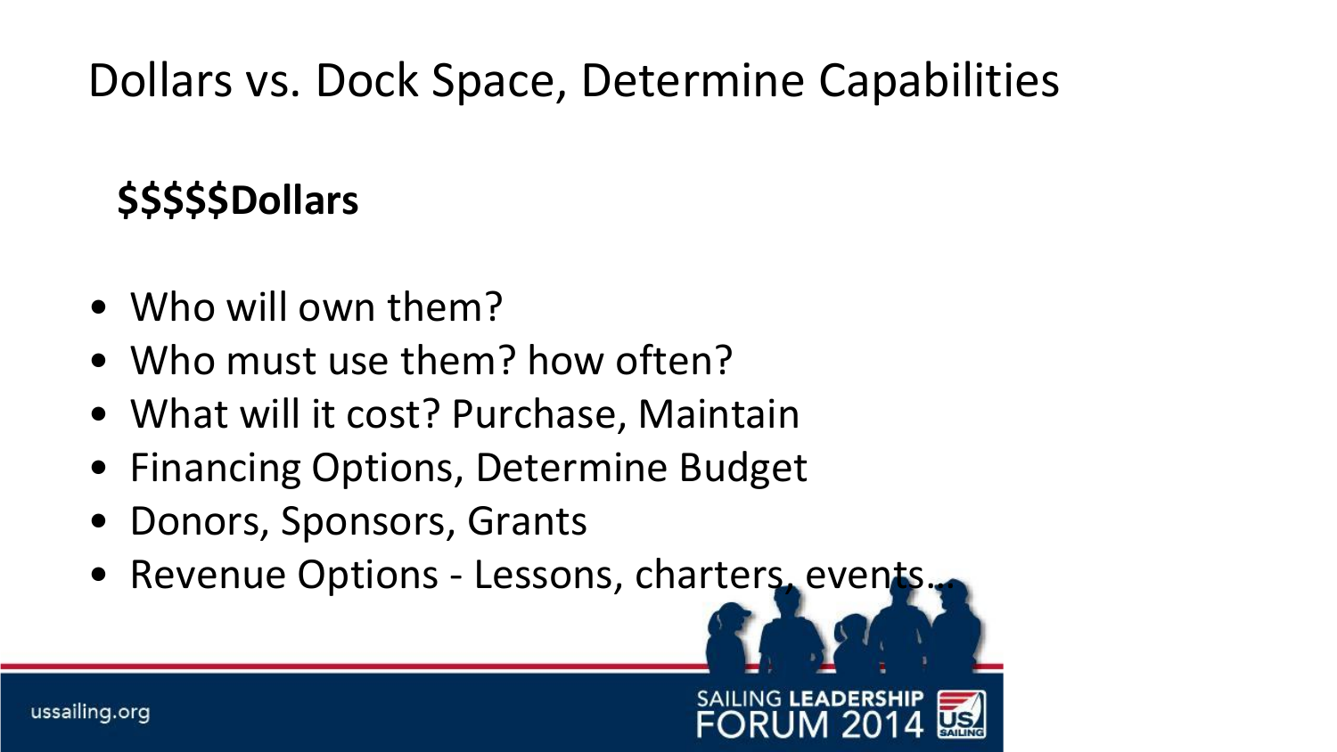# Dollars vs. Dock Space, Determine Capabilities

**$$$$$Dollars**

- Who will own them?
- Who must use them? how often?
- What will it cost? Purchase, Maintain
- Financing Options, Determine Budget
- Donors, Sponsors, Grants
- Revenue Options - Lessons, charters, events…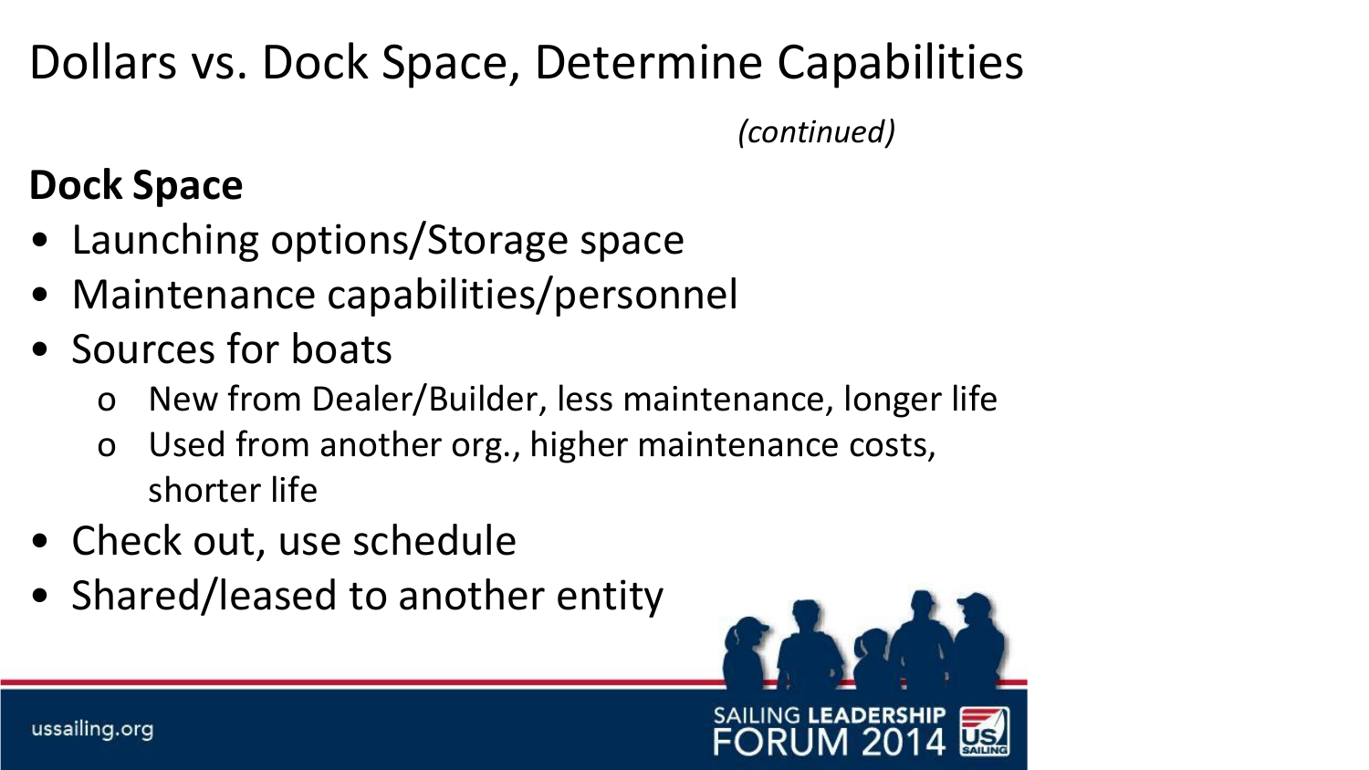# Dollars vs. Dock Space, Determine Capabilities

*(continued)*

**Dock Space**

- Launching options/Storage space
- Maintenance capabilities/personnel
- Sources for boats
  - New from Dealer/Builder, less maintenance, longer life
  - Used from another org., higher maintenance costs, shorter life
- Check out, use schedule
- Shared/leased to another entity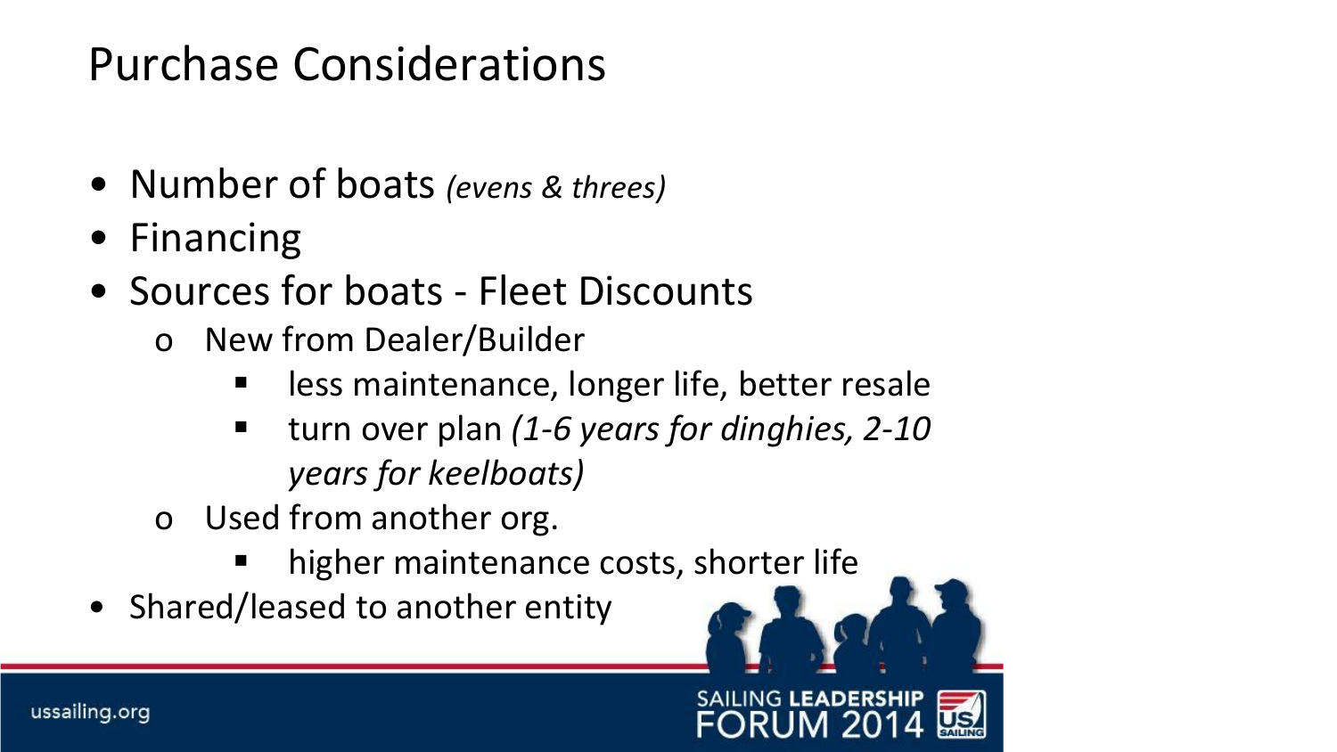# Purchase Considerations

- Number of boats *(evens & threes)*
- Financing
- Sources for boats - Fleet Discounts
  - New from Dealer/Builder
    - less maintenance, longer life, better resale
    - turn over plan *(1-6 years for dinghies, 2-10 years for keelboats)*
  - Used from another org.
    - higher maintenance costs, shorter life
- Shared/leased to another entity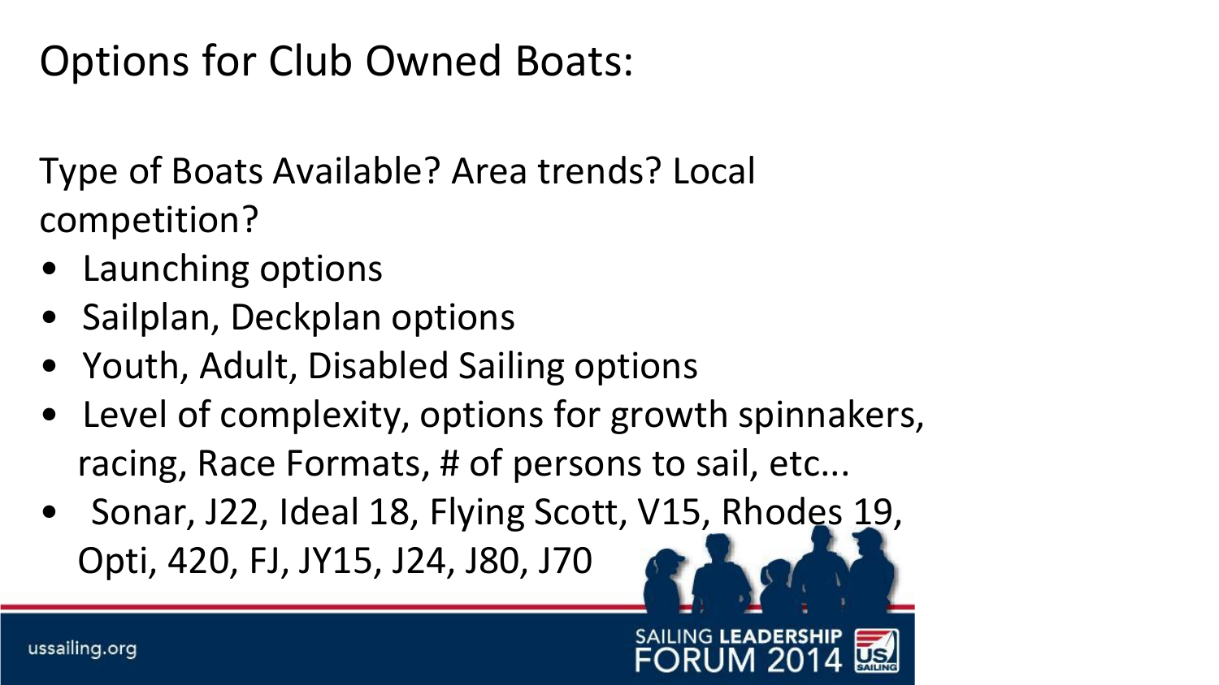# Options for Club Owned Boats:

Type of Boats Available? Area trends? Local competition?

- Launching options
- Sailplan, Deckplan options
- Youth, Adult, Disabled Sailing options
- Level of complexity, options for growth spinnakers, racing, Race Formats, # of persons to sail, etc...
- Sonar, J22, Ideal 18, Flying Scott, V15, Rhodes 19, Opti, 420, FJ, JY15, J24, J80, J70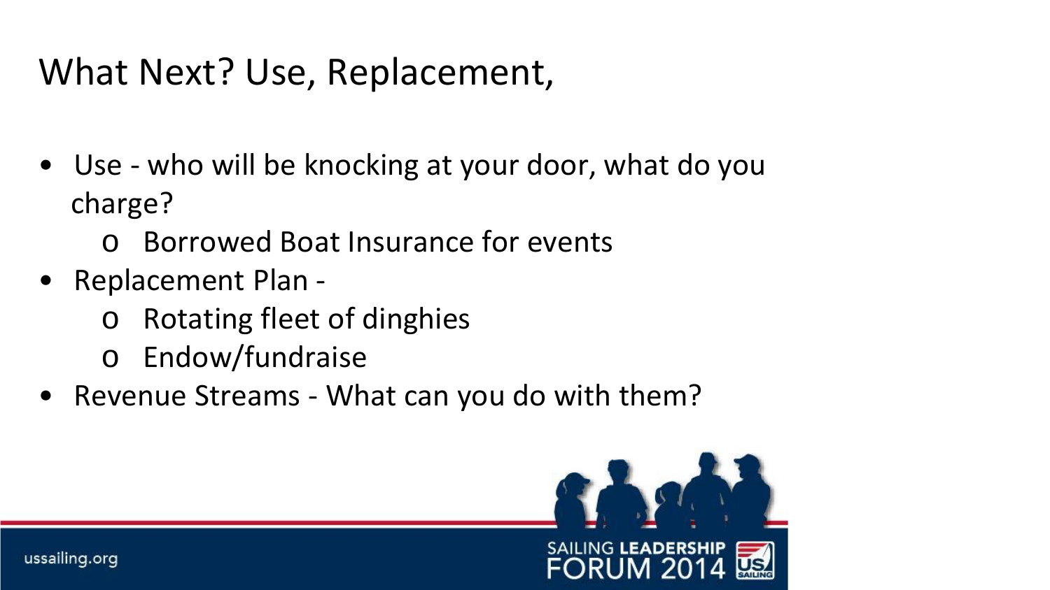# What Next? Use, Replacement,

- Use - who will be knocking at your door, what do you charge?
  - Borrowed Boat Insurance for events
- Replacement Plan -
  - Rotating fleet of dinghies
  - Endow/fundraise
- Revenue Streams - What can you do with them?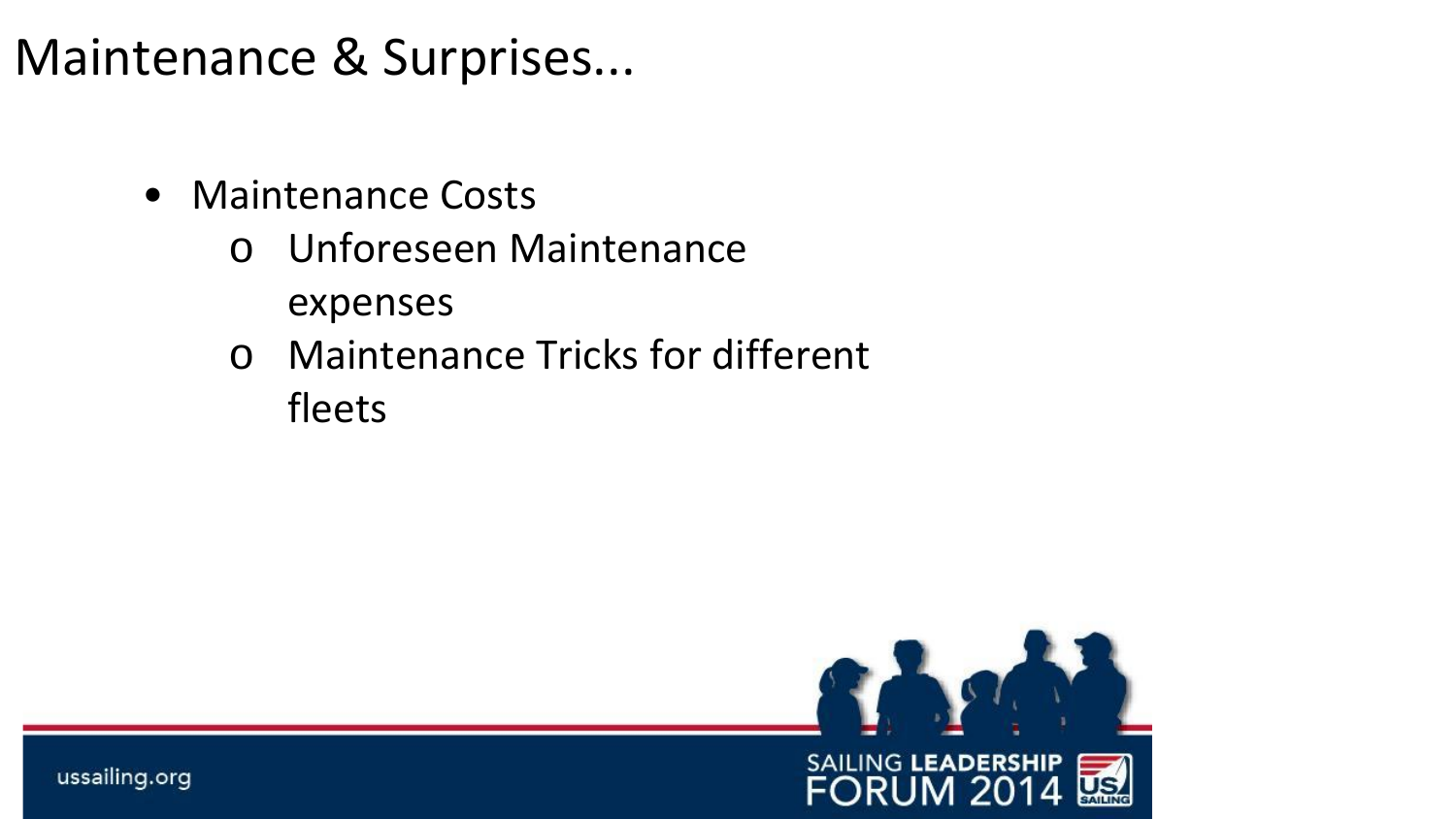# Maintenance & Surprises...

- Maintenance Costs
  - Unforeseen Maintenance expenses
  - Maintenance Tricks for different fleets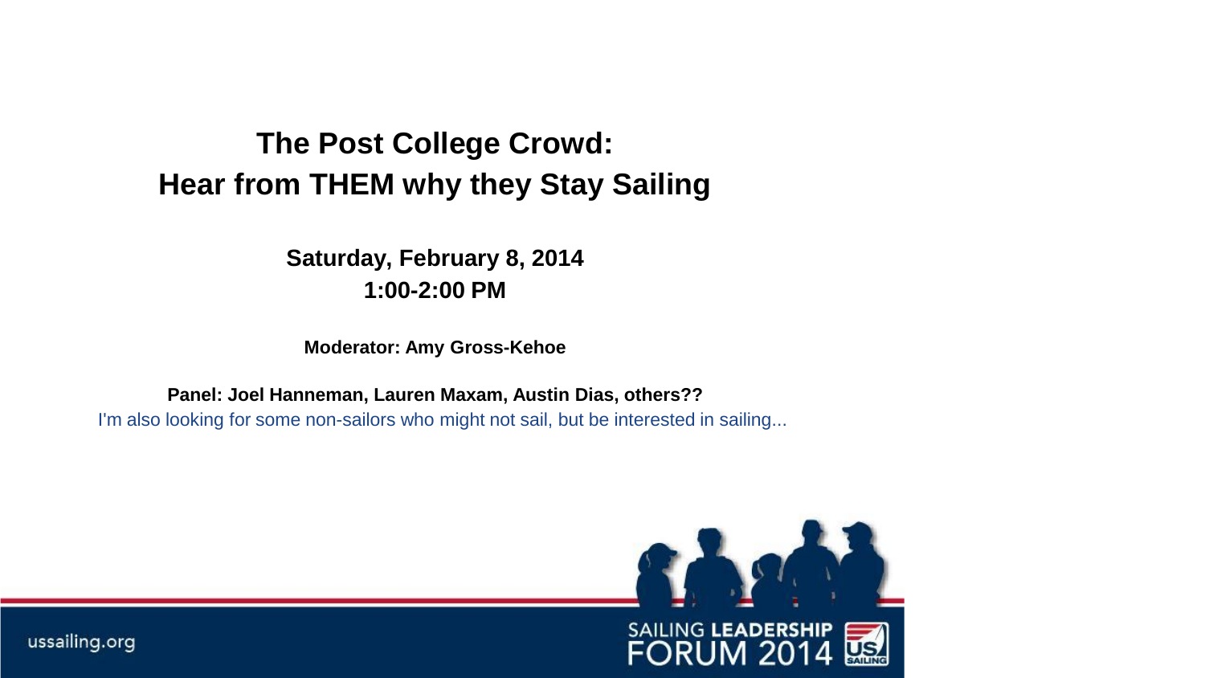# The Post College Crowd:
# Hear from THEM why they Stay Sailing

**Saturday, February 8, 2014**
**1:00-2:00 PM**

**Moderator: Amy Gross-Kehoe**

**Panel: Joel Hanneman, Lauren Maxam, Austin Dias, others??**

I'm also looking for some non-sailors who might not sail, but be interested in sailing...